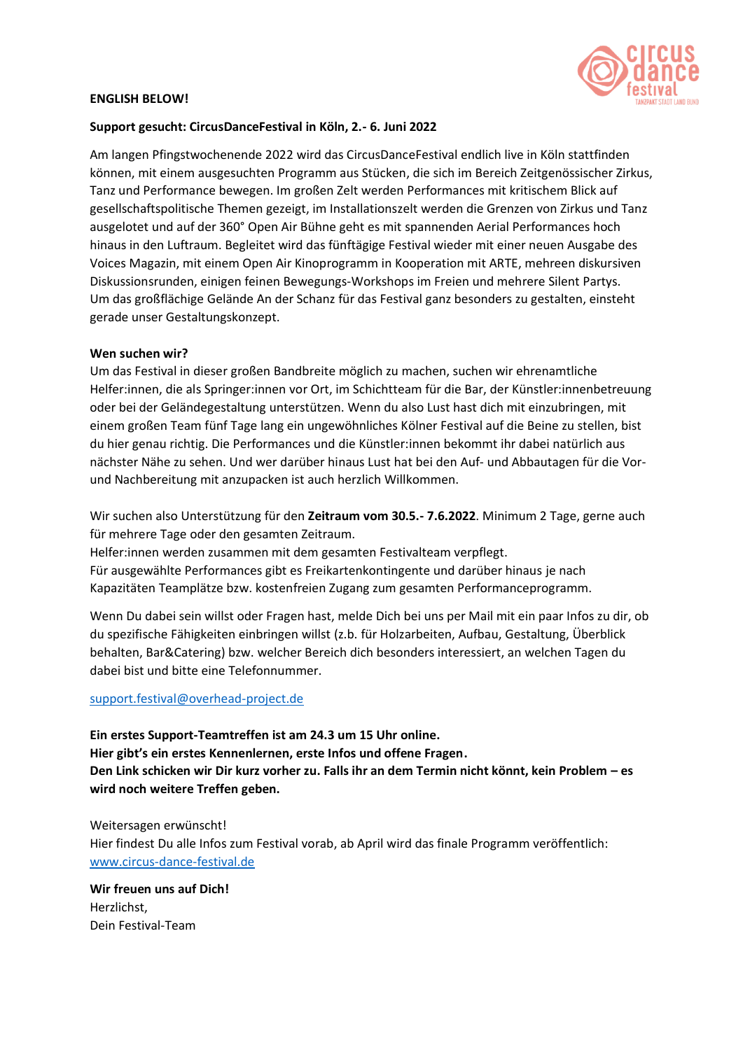**ENGLISH BELOW!**

**Support gesucht: CircusDanceFestival in Köln, 2.- 6. Juni 2022**

Am langen Pfingstwochenende 2022 wird das CircusDanceFestival endlich live in Köln stattfinden können, mit einem ausgesuchten Programm aus Stücken, die sich im Bereich Zeitgenössischer Zirkus, Tanz und Performance bewegen. Im großen Zelt werden Performances mit kritischem Blick auf gesellschaftspolitische Themen gezeigt, im Installationszelt werden die Grenzen von Zirkus und Tanz ausgelotet und auf der 360° Open Air Bühne geht es mit spannenden Aerial Performances hoch hinaus in den Luftraum. Begleitet wird das fünftägige Festival wieder mit einer neuen Ausgabe des Voices Magazin, mit einem Open Air Kinoprogramm in Kooperation mit ARTE, mehreen diskursiven Diskussionsrunden, einigen feinen Bewegungs-Workshops im Freien und mehrere Silent Partys. Um das großflächige Gelände An der Schanz für das Festival ganz besonders zu gestalten, einsteht gerade unser Gestaltungskonzept.

**Wen suchen wir?**

Um das Festival in dieser großen Bandbreite möglich zu machen, suchen wir ehrenamtliche Helfer:innen, die als Springer:innen vor Ort, im Schichtteam für die Bar, der Künstler:innenbetreuung oder bei der Geländegestaltung unterstützen. Wenn du also Lust hast dich mit einzubringen, mit einem großen Team fünf Tage lang ein ungewöhnliches Kölner Festival auf die Beine zu stellen, bist du hier genau richtig. Die Performances und die Künstler:innen bekommt ihr dabei natürlich aus nächster Nähe zu sehen. Und wer darüber hinaus Lust hat bei den Auf- und Abbautagen für die Vor- und Nachbereitung mit anzupacken ist auch herzlich Willkommen.

Wir suchen also Unterstützung für den **Zeitraum vom 30.5.- 7.6.2022**. Minimum 2 Tage, gerne auch für mehrere Tage oder den gesamten Zeitraum.
Helfer:innen werden zusammen mit dem gesamten Festivalteam verpflegt.
Für ausgewählte Performances gibt es Freikartenkontingente und darüber hinaus je nach Kapazitäten Teamplätze bzw. kostenfreien Zugang zum gesamten Performanceprogramm.

Wenn Du dabei sein willst oder Fragen hast, melde Dich bei uns per Mail mit ein paar Infos zu dir, ob du spezifische Fähigkeiten einbringen willst (z.b. für Holzarbeiten, Aufbau, Gestaltung, Überblick behalten, Bar&Catering) bzw. welcher Bereich dich besonders interessiert, an welchen Tagen du dabei bist und bitte eine Telefonnummer.

support.festival@overhead-project.de

**Ein erstes Support-Teamtreffen ist am 24.3 um 15 Uhr online.**
**Hier gibt's ein erstes Kennenlernen, erste Infos und offene Fragen.**
**Den Link schicken wir Dir kurz vorher zu. Falls ihr an dem Termin nicht könnt, kein Problem – es wird noch weitere Treffen geben.**

Weitersagen erwünscht!
Hier findest Du alle Infos zum Festival vorab, ab April wird das finale Programm veröffentlich:
www.circus-dance-festival.de

**Wir freuen uns auf Dich!**
Herzlichst,
Dein Festival-Team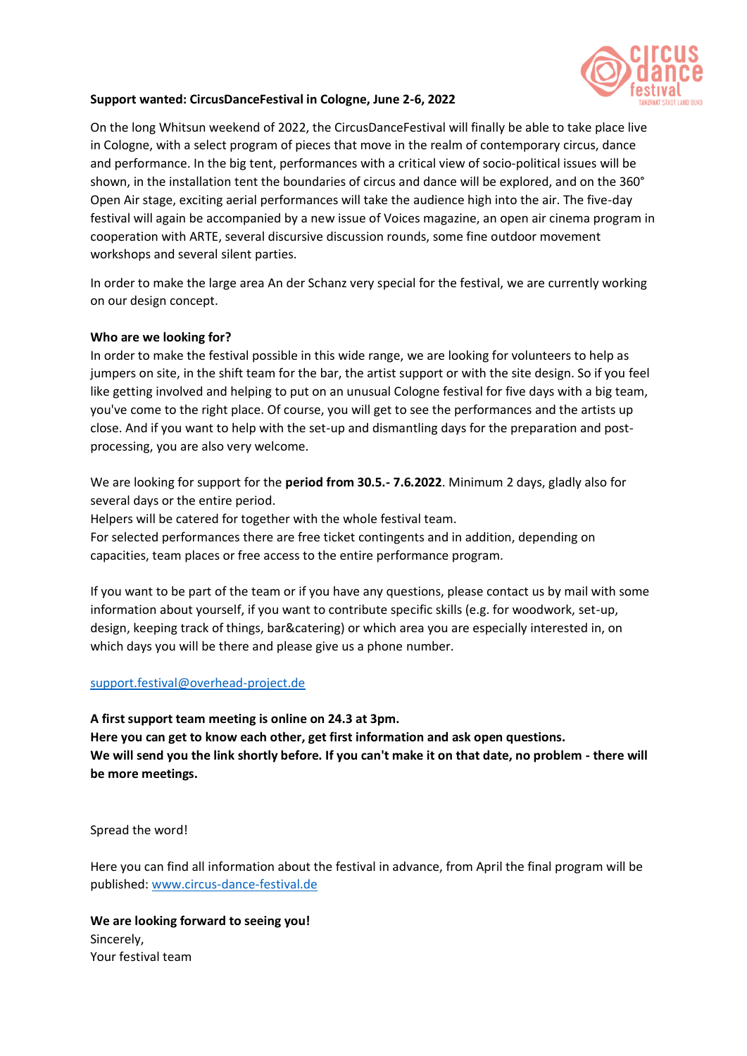**Support wanted: CircusDanceFestival in Cologne, June 2-6, 2022**

On the long Whitsun weekend of 2022, the CircusDanceFestival will finally be able to take place live in Cologne, with a select program of pieces that move in the realm of contemporary circus, dance and performance. In the big tent, performances with a critical view of socio-political issues will be shown, in the installation tent the boundaries of circus and dance will be explored, and on the 360° Open Air stage, exciting aerial performances will take the audience high into the air. The five-day festival will again be accompanied by a new issue of Voices magazine, an open air cinema program in cooperation with ARTE, several discursive discussion rounds, some fine outdoor movement workshops and several silent parties.

In order to make the large area An der Schanz very special for the festival, we are currently working on our design concept.

**Who are we looking for?**

In order to make the festival possible in this wide range, we are looking for volunteers to help as jumpers on site, in the shift team for the bar, the artist support or with the site design. So if you feel like getting involved and helping to put on an unusual Cologne festival for five days with a big team, you've come to the right place. Of course, you will get to see the performances and the artists up close. And if you want to help with the set-up and dismantling days for the preparation and post-processing, you are also very welcome.

We are looking for support for the **period from 30.5.- 7.6.2022**. Minimum 2 days, gladly also for several days or the entire period.
Helpers will be catered for together with the whole festival team.
For selected performances there are free ticket contingents and in addition, depending on capacities, team places or free access to the entire performance program.

If you want to be part of the team or if you have any questions, please contact us by mail with some information about yourself, if you want to contribute specific skills (e.g. for woodwork, set-up, design, keeping track of things, bar&catering) or which area you are especially interested in, on which days you will be there and please give us a phone number.

support.festival@overhead-project.de

**A first support team meeting is online on 24.3 at 3pm.**
**Here you can get to know each other, get first information and ask open questions.**
**We will send you the link shortly before. If you can't make it on that date, no problem - there will be more meetings.**

Spread the word!

Here you can find all information about the festival in advance, from April the final program will be published: www.circus-dance-festival.de

**We are looking forward to seeing you!**
Sincerely,
Your festival team